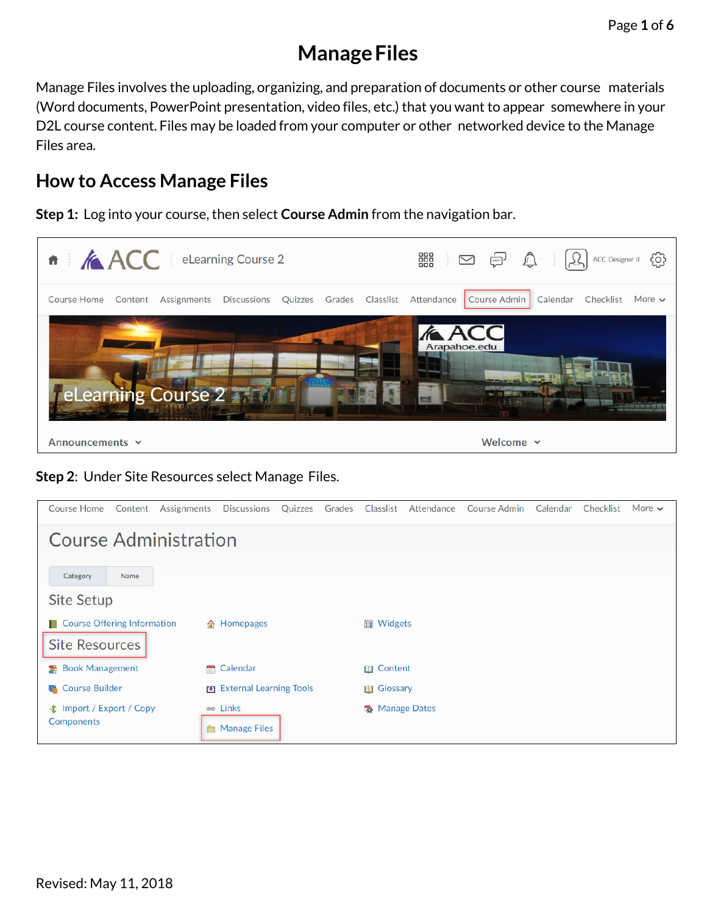# Manage Files

Manage Files involves the uploading, organizing, and preparation of documents or other course materials (Word documents, PowerPoint presentation, video files, etc.) that you want to appear somewhere in your D2L course content. Files may be loaded from your computer or other networked device to the Manage Files area.

## How to Access Manage Files

**Step 1:** Log into your course, then select **Course Admin** from the navigation bar.

**Step 2**: Under Site Resources select Manage Files.

Revised: May 11, 2018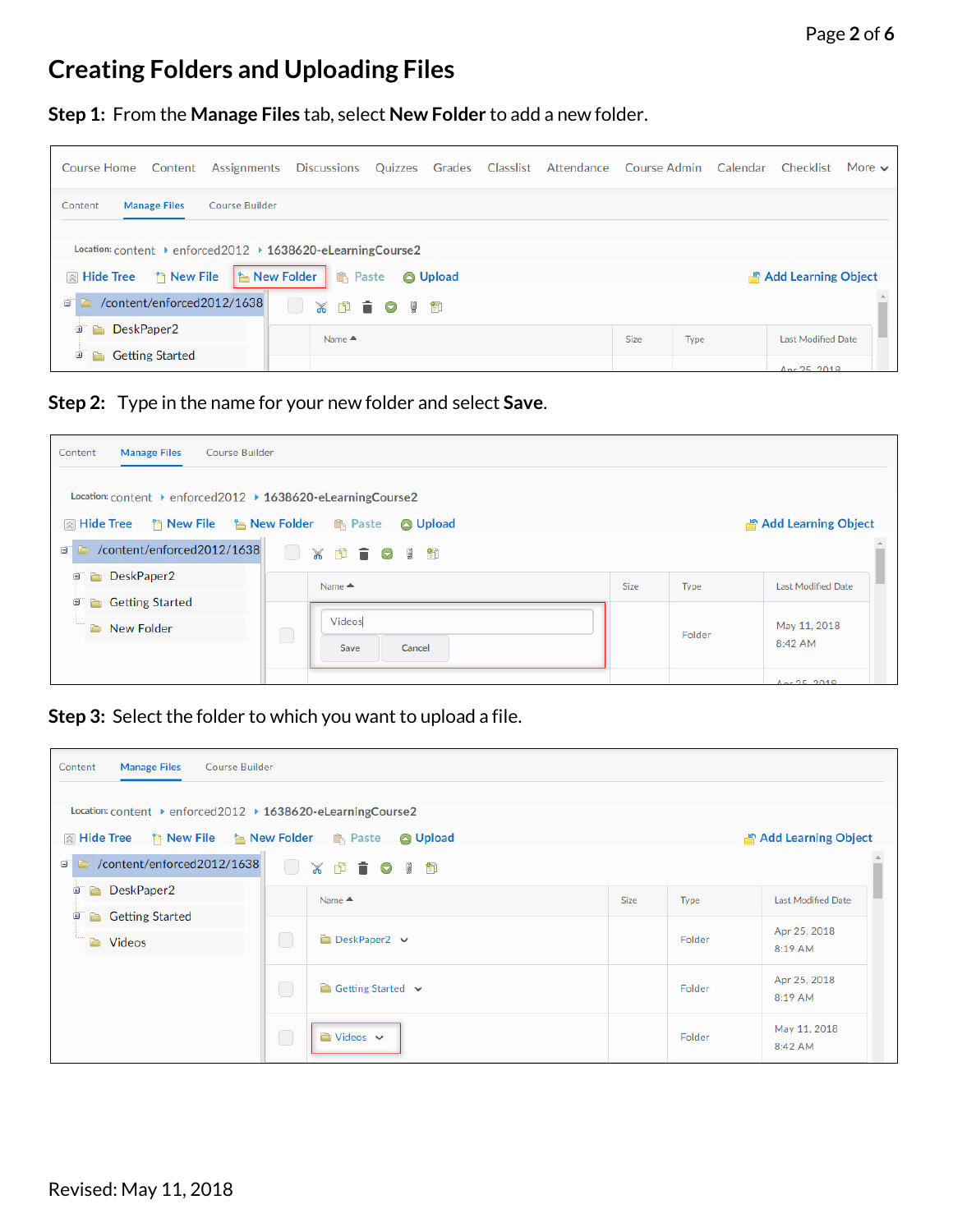# Creating Folders and Uploading Files

**Step 1:** From the **Manage Files** tab, select **New Folder** to add a new folder.

**Step 2:** Type in the name for your new folder and select **Save**.

**Step 3:** Select the folder to which you want to upload a file.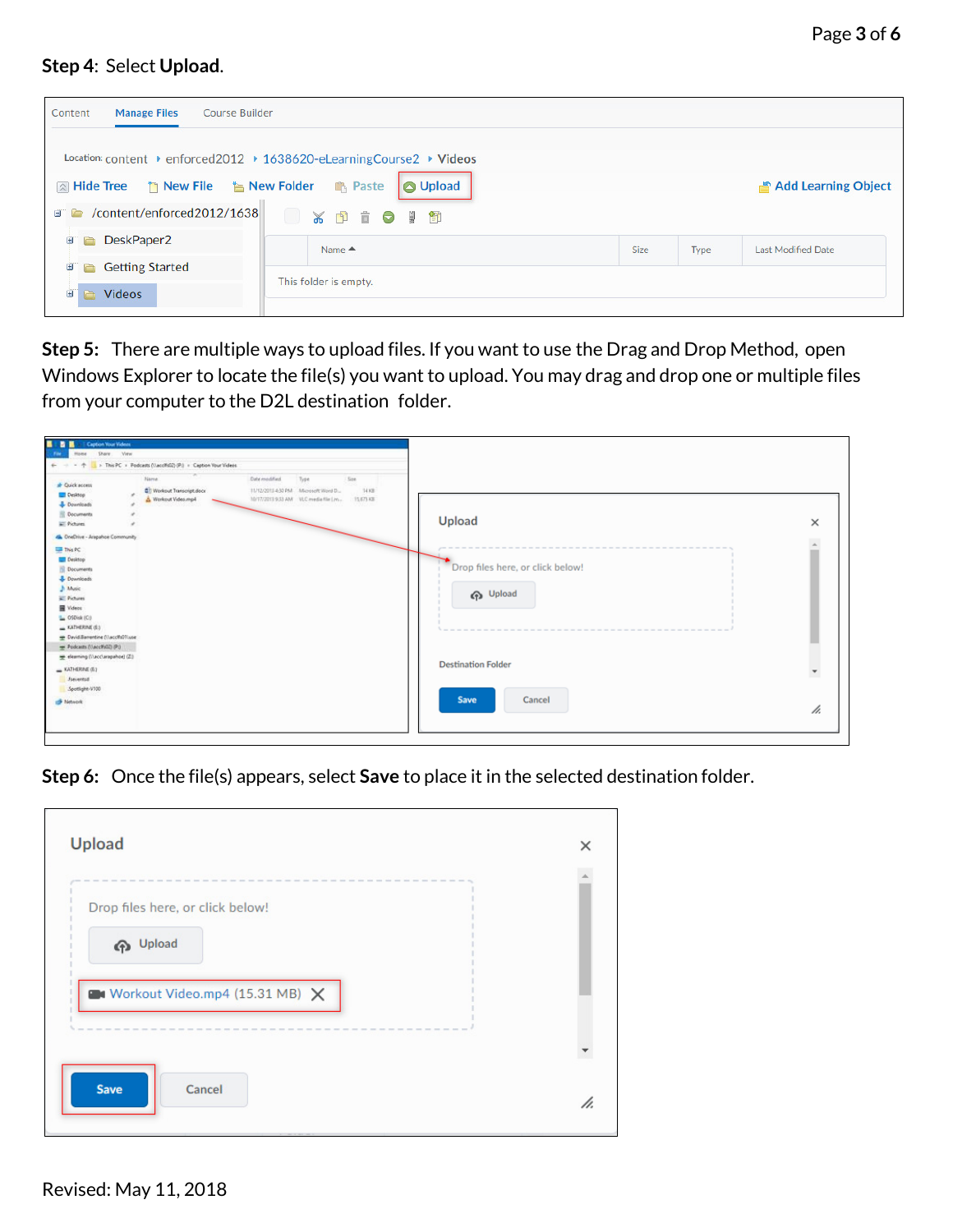**Step 4:** Select **Upload**.

**Step 5:** There are multiple ways to upload files. If you want to use the Drag and Drop Method, open Windows Explorer to locate the file(s) you want to upload. You may drag and drop one or multiple files from your computer to the D2L destination folder.

**Step 6:** Once the file(s) appears, select **Save** to place it in the selected destination folder.

Revised: May 11, 2018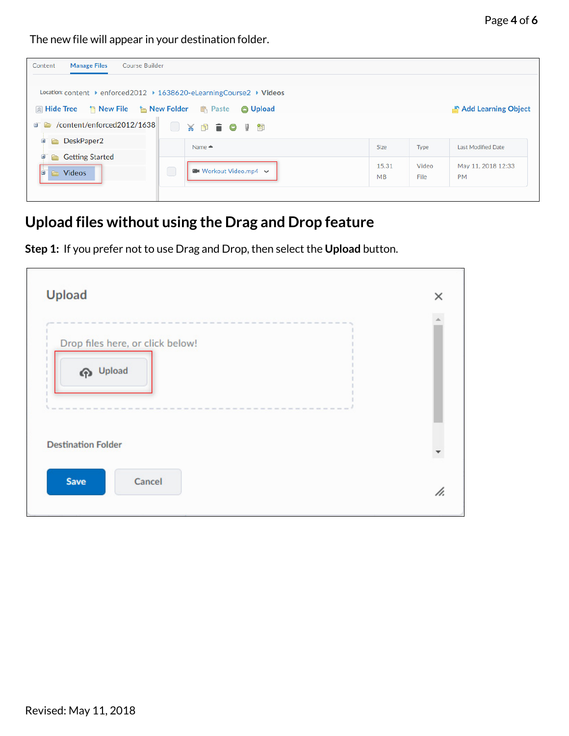The new file will appear in your destination folder.

## Upload files without using the Drag and Drop feature

**Step 1:** If you prefer not to use Drag and Drop, then select the **Upload** button.

Revised: May 11, 2018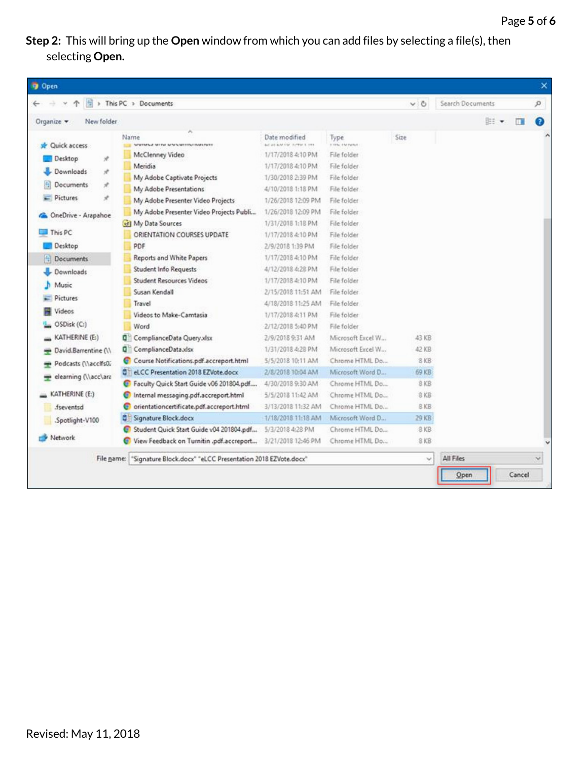**Step 2:** This will bring up the **Open** window from which you can add files by selecting a file(s), then selecting **Open.**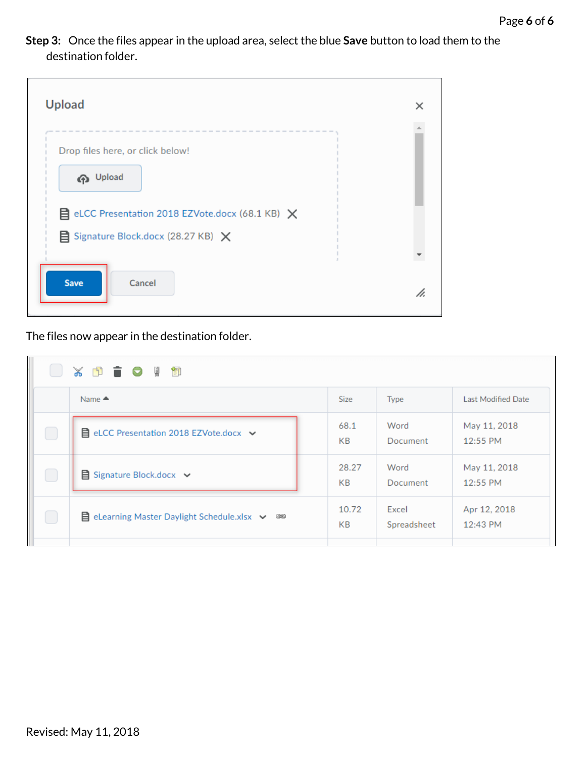**Step 3:** Once the files appear in the upload area, select the blue **Save** button to load them to the destination folder.

Upload

Drop files here, or click below!

Upload

eLCC Presentation 2018 EZVote.docx (68.1 KB)

Signature Block.docx (28.27 KB)

Save

Cancel

The files now appear in the destination folder.

| Name | Size | Type | Last Modified Date |
|---|---|---|---|
| eLCC Presentation 2018 EZVote.docx | 68.1 KB | Word Document | May 11, 2018 12:55 PM |
| Signature Block.docx | 28.27 KB | Word Document | May 11, 2018 12:55 PM |
| eLearning Master Daylight Schedule.xlsx | 10.72 KB | Excel Spreadsheet | Apr 12, 2018 12:43 PM |

Revised: May 11, 2018